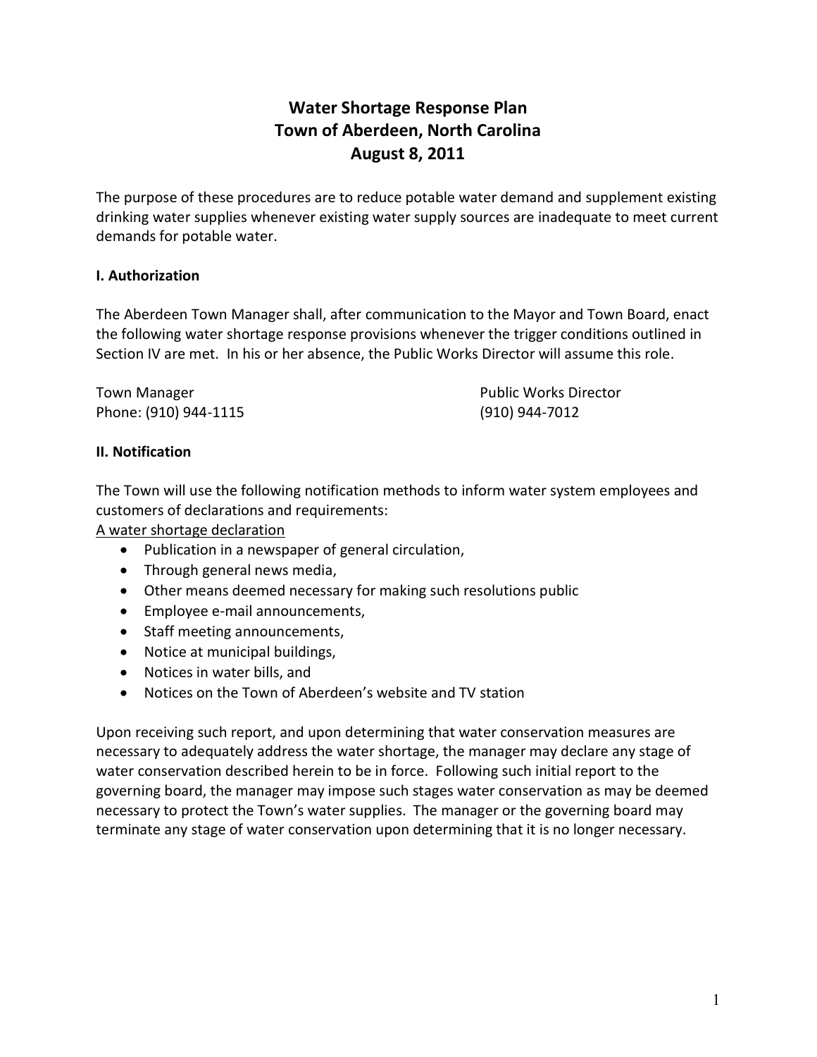# Water Shortage Response Plan
# Town of Aberdeen, North Carolina
# August 8, 2011

The purpose of these procedures are to reduce potable water demand and supplement existing drinking water supplies whenever existing water supply sources are inadequate to meet current demands for potable water.

## I. Authorization

The Aberdeen Town Manager shall, after communication to the Mayor and Town Board, enact the following water shortage response provisions whenever the trigger conditions outlined in Section IV are met. In his or her absence, the Public Works Director will assume this role.

Town Manager
Phone: (910) 944-1115

Public Works Director
(910) 944-7012

## II. Notification

The Town will use the following notification methods to inform water system employees and customers of declarations and requirements:

<u>A water shortage declaration</u>

- Publication in a newspaper of general circulation,
- Through general news media,
- Other means deemed necessary for making such resolutions public
- Employee e-mail announcements,
- Staff meeting announcements,
- Notice at municipal buildings,
- Notices in water bills, and
- Notices on the Town of Aberdeen's website and TV station

Upon receiving such report, and upon determining that water conservation measures are necessary to adequately address the water shortage, the manager may declare any stage of water conservation described herein to be in force. Following such initial report to the governing board, the manager may impose such stages water conservation as may be deemed necessary to protect the Town's water supplies. The manager or the governing board may terminate any stage of water conservation upon determining that it is no longer necessary.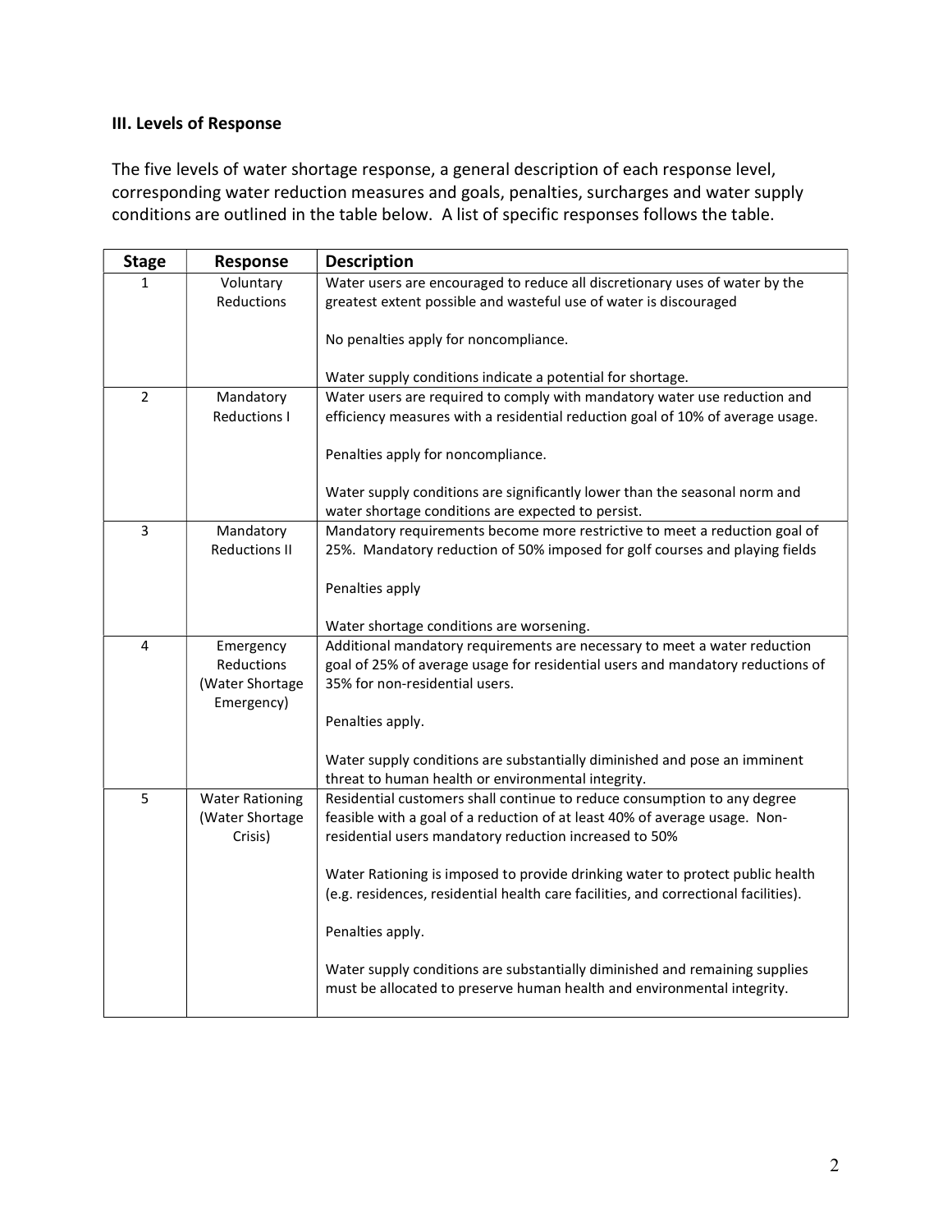### III. Levels of Response

The five levels of water shortage response, a general description of each response level, corresponding water reduction measures and goals, penalties, surcharges and water supply conditions are outlined in the table below. A list of specific responses follows the table.

| Stage | Response | Description |
|---|---|---|
| 1 | Voluntary Reductions | Water users are encouraged to reduce all discretionary uses of water by the greatest extent possible and wasteful use of water is discouraged<br><br>No penalties apply for noncompliance.<br><br>Water supply conditions indicate a potential for shortage. |
| 2 | Mandatory Reductions I | Water users are required to comply with mandatory water use reduction and efficiency measures with a residential reduction goal of 10% of average usage.<br><br>Penalties apply for noncompliance.<br><br>Water supply conditions are significantly lower than the seasonal norm and water shortage conditions are expected to persist. |
| 3 | Mandatory Reductions II | Mandatory requirements become more restrictive to meet a reduction goal of 25%. Mandatory reduction of 50% imposed for golf courses and playing fields<br><br>Penalties apply<br><br>Water shortage conditions are worsening. |
| 4 | Emergency Reductions (Water Shortage Emergency) | Additional mandatory requirements are necessary to meet a water reduction goal of 25% of average usage for residential users and mandatory reductions of 35% for non-residential users.<br><br>Penalties apply.<br><br>Water supply conditions are substantially diminished and pose an imminent threat to human health or environmental integrity. |
| 5 | Water Rationing (Water Shortage Crisis) | Residential customers shall continue to reduce consumption to any degree feasible with a goal of a reduction of at least 40% of average usage. Non-residential users mandatory reduction increased to 50%<br><br>Water Rationing is imposed to provide drinking water to protect public health (e.g. residences, residential health care facilities, and correctional facilities).<br><br>Penalties apply.<br><br>Water supply conditions are substantially diminished and remaining supplies must be allocated to preserve human health and environmental integrity. |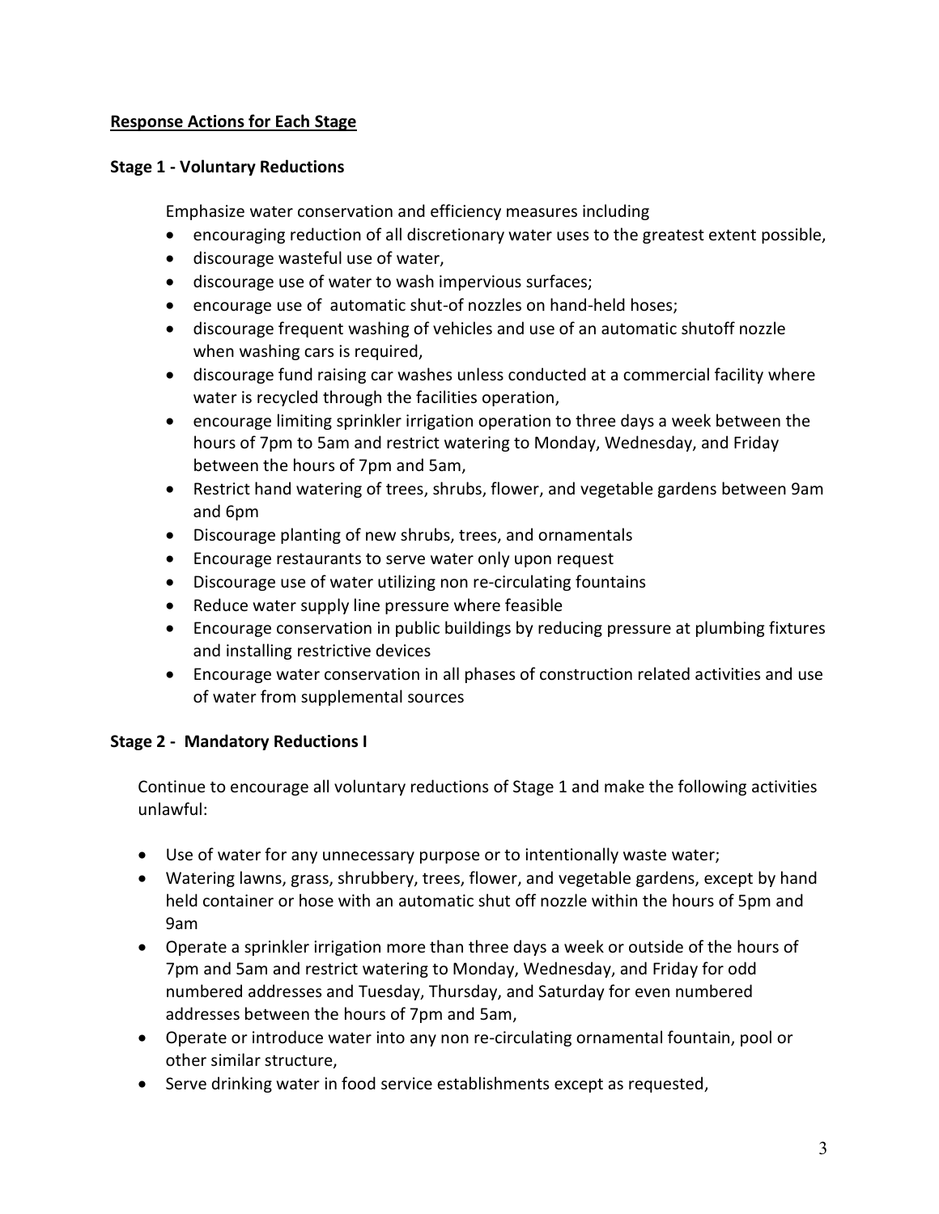**<u>Response Actions for Each Stage</u>**

**Stage 1 - Voluntary Reductions**

Emphasize water conservation and efficiency measures including

- encouraging reduction of all discretionary water uses to the greatest extent possible,
- discourage wasteful use of water,
- discourage use of water to wash impervious surfaces;
- encourage use of automatic shut-of nozzles on hand-held hoses;
- discourage frequent washing of vehicles and use of an automatic shutoff nozzle when washing cars is required,
- discourage fund raising car washes unless conducted at a commercial facility where water is recycled through the facilities operation,
- encourage limiting sprinkler irrigation operation to three days a week between the hours of 7pm to 5am and restrict watering to Monday, Wednesday, and Friday between the hours of 7pm and 5am,
- Restrict hand watering of trees, shrubs, flower, and vegetable gardens between 9am and 6pm
- Discourage planting of new shrubs, trees, and ornamentals
- Encourage restaurants to serve water only upon request
- Discourage use of water utilizing non re-circulating fountains
- Reduce water supply line pressure where feasible
- Encourage conservation in public buildings by reducing pressure at plumbing fixtures and installing restrictive devices
- Encourage water conservation in all phases of construction related activities and use of water from supplemental sources

**Stage 2 - Mandatory Reductions I**

Continue to encourage all voluntary reductions of Stage 1 and make the following activities unlawful:

- Use of water for any unnecessary purpose or to intentionally waste water;
- Watering lawns, grass, shrubbery, trees, flower, and vegetable gardens, except by hand held container or hose with an automatic shut off nozzle within the hours of 5pm and 9am
- Operate a sprinkler irrigation more than three days a week or outside of the hours of 7pm and 5am and restrict watering to Monday, Wednesday, and Friday for odd numbered addresses and Tuesday, Thursday, and Saturday for even numbered addresses between the hours of 7pm and 5am,
- Operate or introduce water into any non re-circulating ornamental fountain, pool or other similar structure,
- Serve drinking water in food service establishments except as requested,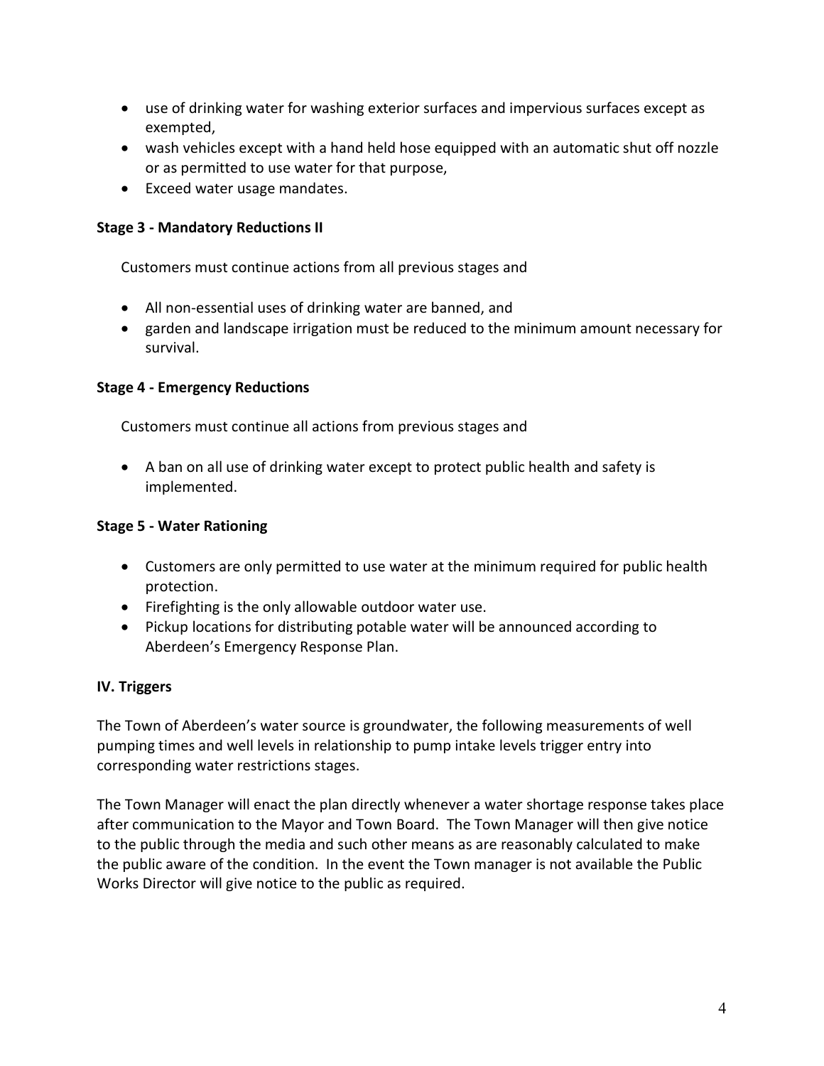- use of drinking water for washing exterior surfaces and impervious surfaces except as exempted,
- wash vehicles except with a hand held hose equipped with an automatic shut off nozzle or as permitted to use water for that purpose,
- Exceed water usage mandates.

**Stage 3 - Mandatory Reductions II**

Customers must continue actions from all previous stages and

- All non-essential uses of drinking water are banned, and
- garden and landscape irrigation must be reduced to the minimum amount necessary for survival.

**Stage 4 - Emergency Reductions**

Customers must continue all actions from previous stages and

- A ban on all use of drinking water except to protect public health and safety is implemented.

**Stage 5 - Water Rationing**

- Customers are only permitted to use water at the minimum required for public health protection.
- Firefighting is the only allowable outdoor water use.
- Pickup locations for distributing potable water will be announced according to Aberdeen's Emergency Response Plan.

## IV. Triggers

The Town of Aberdeen's water source is groundwater, the following measurements of well pumping times and well levels in relationship to pump intake levels trigger entry into corresponding water restrictions stages.

The Town Manager will enact the plan directly whenever a water shortage response takes place after communication to the Mayor and Town Board. The Town Manager will then give notice to the public through the media and such other means as are reasonably calculated to make the public aware of the condition. In the event the Town manager is not available the Public Works Director will give notice to the public as required.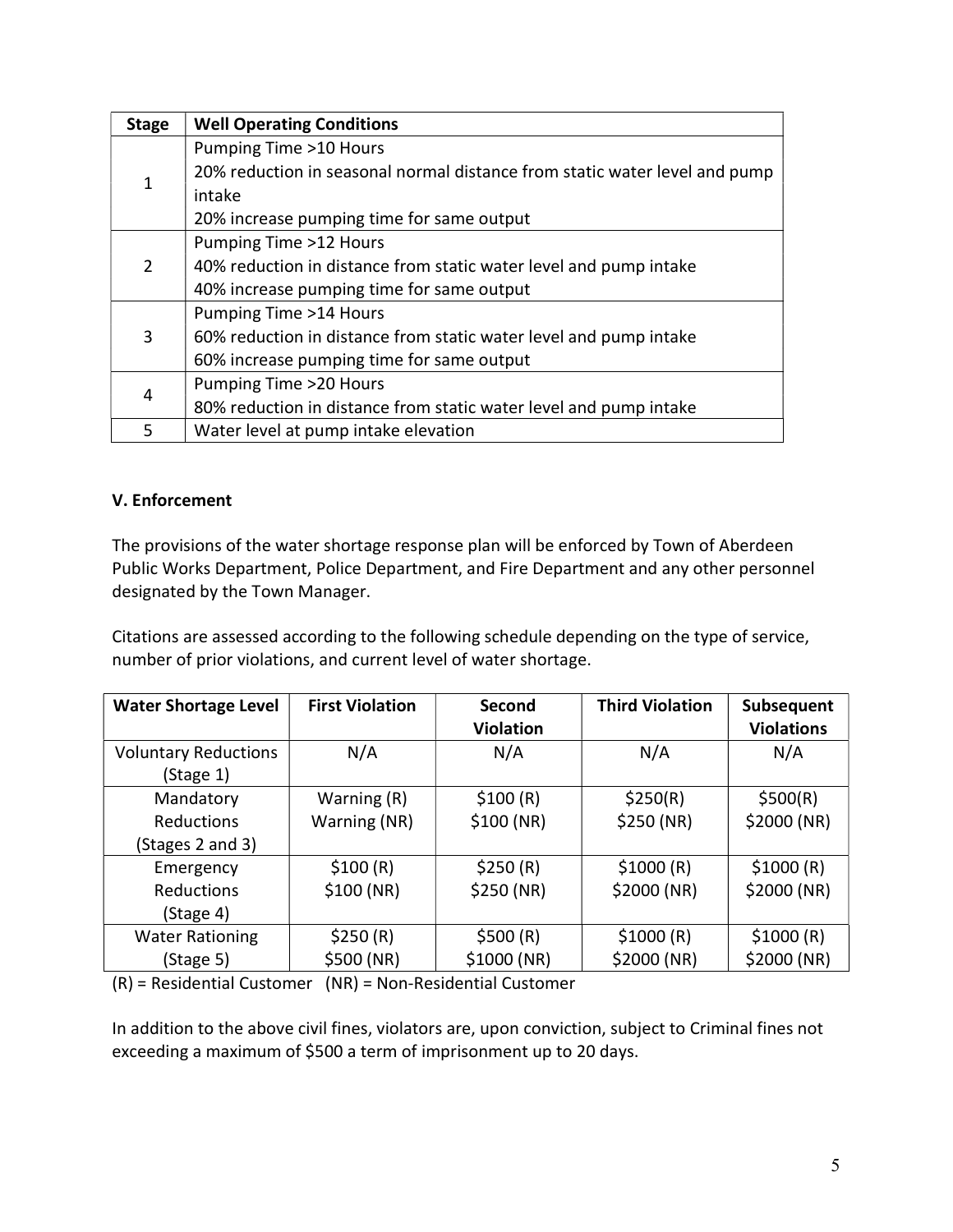| Stage | Well Operating Conditions |
| --- | --- |
| 1 | Pumping Time >10 Hours<br>20% reduction in seasonal normal distance from static water level and pump intake<br>20% increase pumping time for same output |
| 2 | Pumping Time >12 Hours<br>40% reduction in distance from static water level and pump intake<br>40% increase pumping time for same output |
| 3 | Pumping Time >14 Hours<br>60% reduction in distance from static water level and pump intake<br>60% increase pumping time for same output |
| 4 | Pumping Time >20 Hours<br>80% reduction in distance from static water level and pump intake |
| 5 | Water level at pump intake elevation |

### V. Enforcement

The provisions of the water shortage response plan will be enforced by Town of Aberdeen Public Works Department, Police Department, and Fire Department and any other personnel designated by the Town Manager.

Citations are assessed according to the following schedule depending on the type of service, number of prior violations, and current level of water shortage.

| Water Shortage Level | First Violation | Second Violation | Third Violation | Subsequent Violations |
| --- | --- | --- | --- | --- |
| Voluntary Reductions (Stage 1) | N/A | N/A | N/A | N/A |
| Mandatory Reductions (Stages 2 and 3) | Warning (R)<br>Warning (NR) | $100 (R)<br>$100 (NR) | $250(R)<br>$250 (NR) | $500(R)<br>$2000 (NR) |
| Emergency Reductions (Stage 4) | $100 (R)<br>$100 (NR) | $250 (R)<br>$250 (NR) | $1000 (R)<br>$2000 (NR) | $1000 (R)<br>$2000 (NR) |
| Water Rationing (Stage 5) | $250 (R)<br>$500 (NR) | $500 (R)<br>$1000 (NR) | $1000 (R)<br>$2000 (NR) | $1000 (R)<br>$2000 (NR) |

(R) = Residential Customer (NR) = Non-Residential Customer

In addition to the above civil fines, violators are, upon conviction, subject to Criminal fines not exceeding a maximum of $500 a term of imprisonment up to 20 days.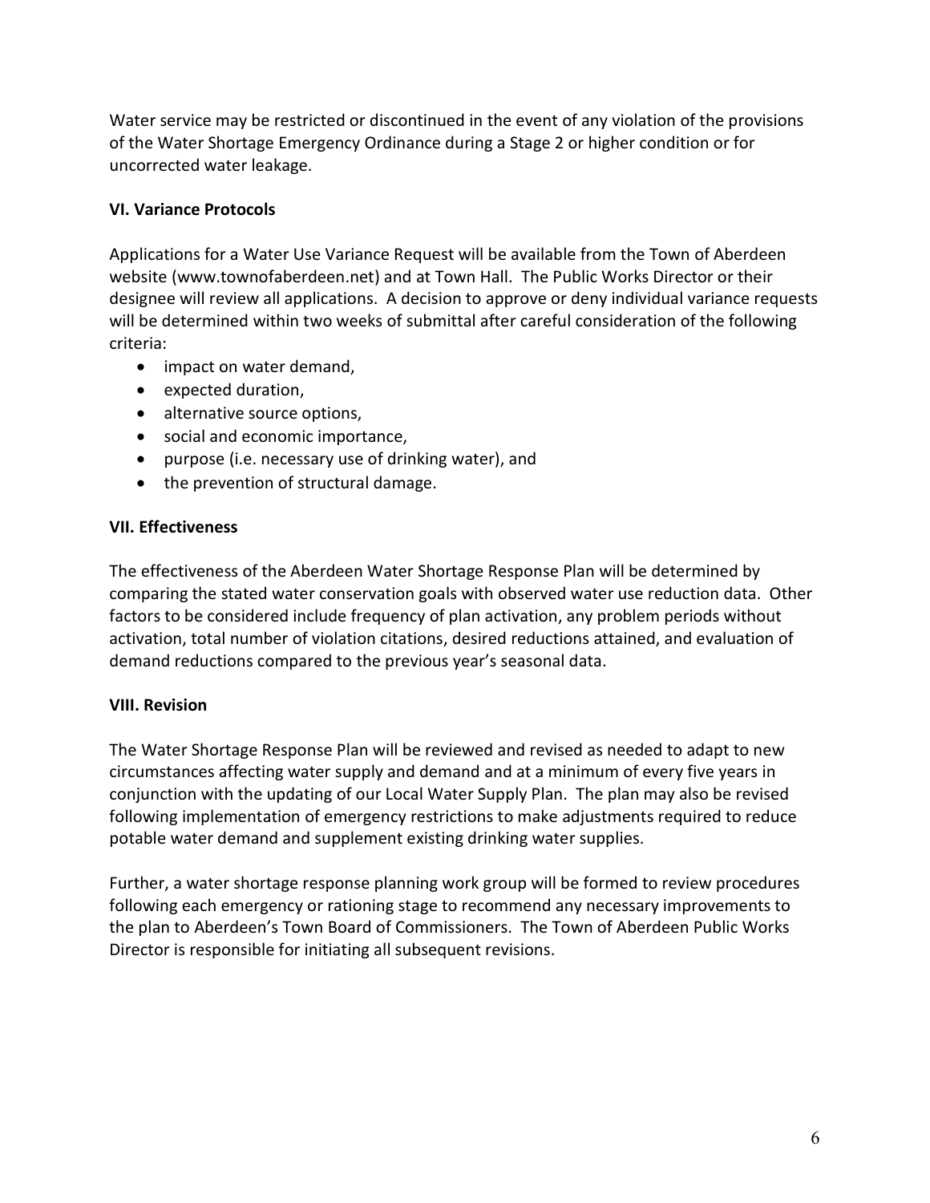Water service may be restricted or discontinued in the event of any violation of the provisions of the Water Shortage Emergency Ordinance during a Stage 2 or higher condition or for uncorrected water leakage.

### VI. Variance Protocols

Applications for a Water Use Variance Request will be available from the Town of Aberdeen website (www.townofaberdeen.net) and at Town Hall. The Public Works Director or their designee will review all applications. A decision to approve or deny individual variance requests will be determined within two weeks of submittal after careful consideration of the following criteria:

- impact on water demand,
- expected duration,
- alternative source options,
- social and economic importance,
- purpose (i.e. necessary use of drinking water), and
- the prevention of structural damage.

### VII. Effectiveness

The effectiveness of the Aberdeen Water Shortage Response Plan will be determined by comparing the stated water conservation goals with observed water use reduction data. Other factors to be considered include frequency of plan activation, any problem periods without activation, total number of violation citations, desired reductions attained, and evaluation of demand reductions compared to the previous year's seasonal data.

### VIII. Revision

The Water Shortage Response Plan will be reviewed and revised as needed to adapt to new circumstances affecting water supply and demand and at a minimum of every five years in conjunction with the updating of our Local Water Supply Plan. The plan may also be revised following implementation of emergency restrictions to make adjustments required to reduce potable water demand and supplement existing drinking water supplies.

Further, a water shortage response planning work group will be formed to review procedures following each emergency or rationing stage to recommend any necessary improvements to the plan to Aberdeen's Town Board of Commissioners. The Town of Aberdeen Public Works Director is responsible for initiating all subsequent revisions.